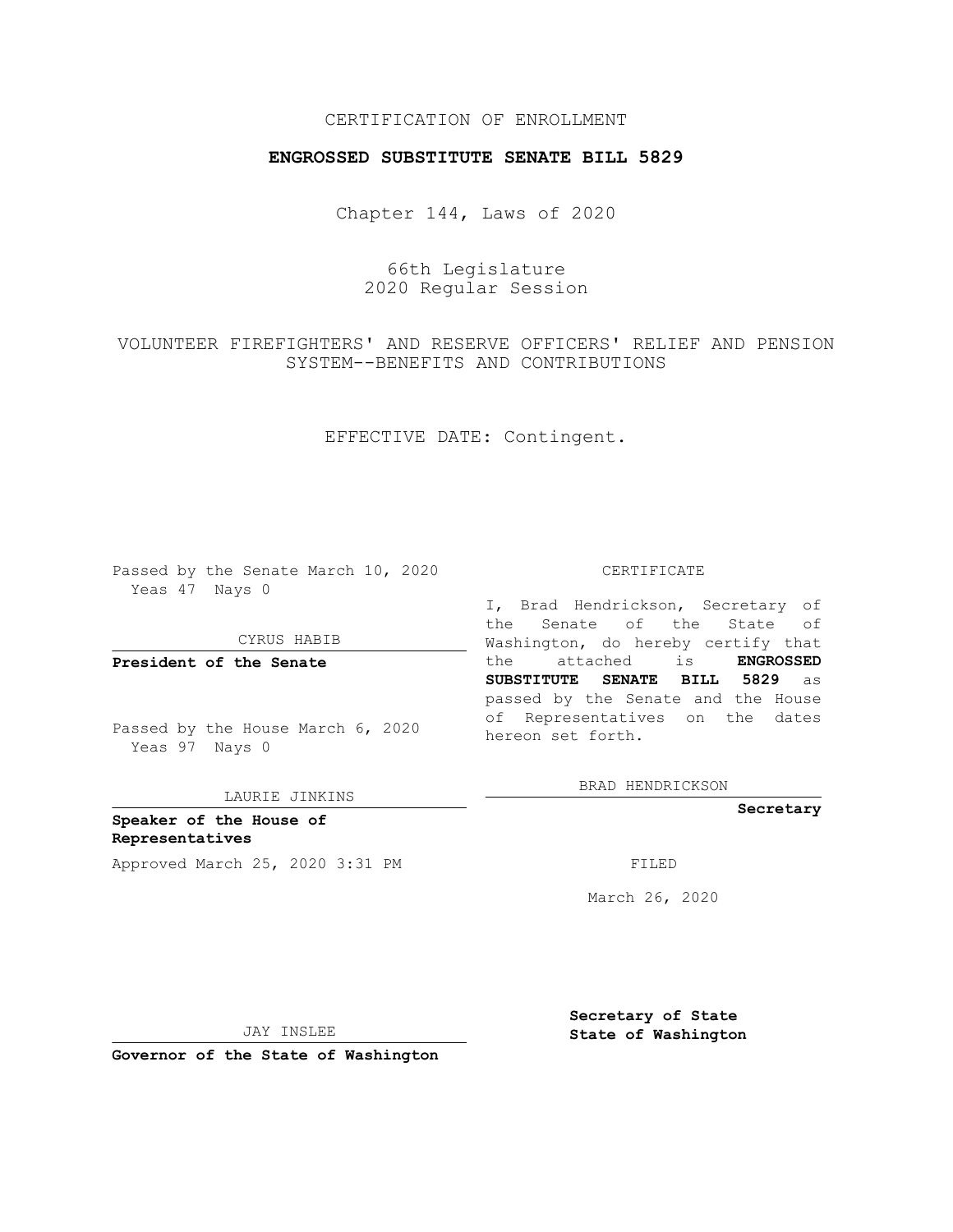CERTIFICATION OF ENROLLMENT

**ENGROSSED SUBSTITUTE SENATE BILL 5829**

Chapter 144, Laws of 2020

66th Legislature
2020 Regular Session

VOLUNTEER FIREFIGHTERS' AND RESERVE OFFICERS' RELIEF AND PENSION SYSTEM--BENEFITS AND CONTRIBUTIONS

EFFECTIVE DATE: Contingent.

Passed by the Senate March 10, 2020
Yeas 47 Nays 0

CYRUS HABIB

**President of the Senate**

Passed by the House March 6, 2020
Yeas 97 Nays 0

LAURIE JINKINS

**Speaker of the House of Representatives**

Approved March 25, 2020 3:31 PM

JAY INSLEE

**Governor of the State of Washington**

CERTIFICATE

I, Brad Hendrickson, Secretary of the Senate of the State of Washington, do hereby certify that the attached is **ENGROSSED SUBSTITUTE SENATE BILL 5829** as passed by the Senate and the House of Representatives on the dates hereon set forth.

BRAD HENDRICKSON

**Secretary**

FILED

March 26, 2020

**Secretary of State**
**State of Washington**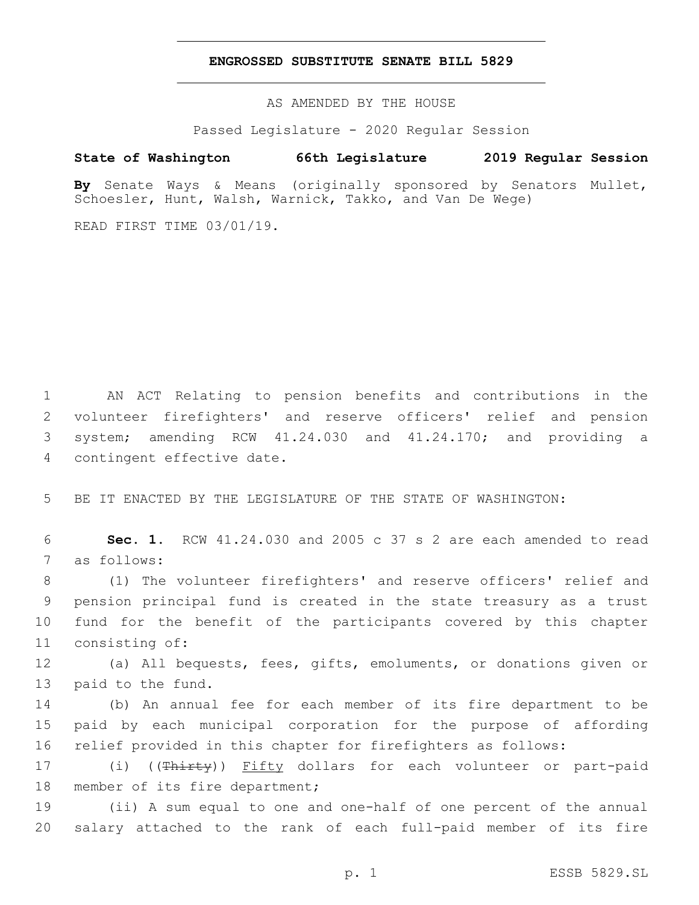**ENGROSSED SUBSTITUTE SENATE BILL 5829**

AS AMENDED BY THE HOUSE

Passed Legislature - 2020 Regular Session

**State of Washington 66th Legislature 2019 Regular Session**

**By** Senate Ways & Means (originally sponsored by Senators Mullet, Schoesler, Hunt, Walsh, Warnick, Takko, and Van De Wege)

READ FIRST TIME 03/01/19.

1 AN ACT Relating to pension benefits and contributions in the 2 volunteer firefighters' and reserve officers' relief and pension 3 system; amending RCW 41.24.030 and 41.24.170; and providing a 4 contingent effective date.

5 BE IT ENACTED BY THE LEGISLATURE OF THE STATE OF WASHINGTON:

6 **Sec. 1.** RCW 41.24.030 and 2005 c 37 s 2 are each amended to read 7 as follows:

8 (1) The volunteer firefighters' and reserve officers' relief and 9 pension principal fund is created in the state treasury as a trust 10 fund for the benefit of the participants covered by this chapter 11 consisting of:

12 (a) All bequests, fees, gifts, emoluments, or donations given or 13 paid to the fund.

14 (b) An annual fee for each member of its fire department to be 15 paid by each municipal corporation for the purpose of affording 16 relief provided in this chapter for firefighters as follows:

17 (i) ((~~Thirty~~)) <u>Fifty</u> dollars for each volunteer or part-paid 18 member of its fire department;

19 (ii) A sum equal to one and one-half of one percent of the annual 20 salary attached to the rank of each full-paid member of its fire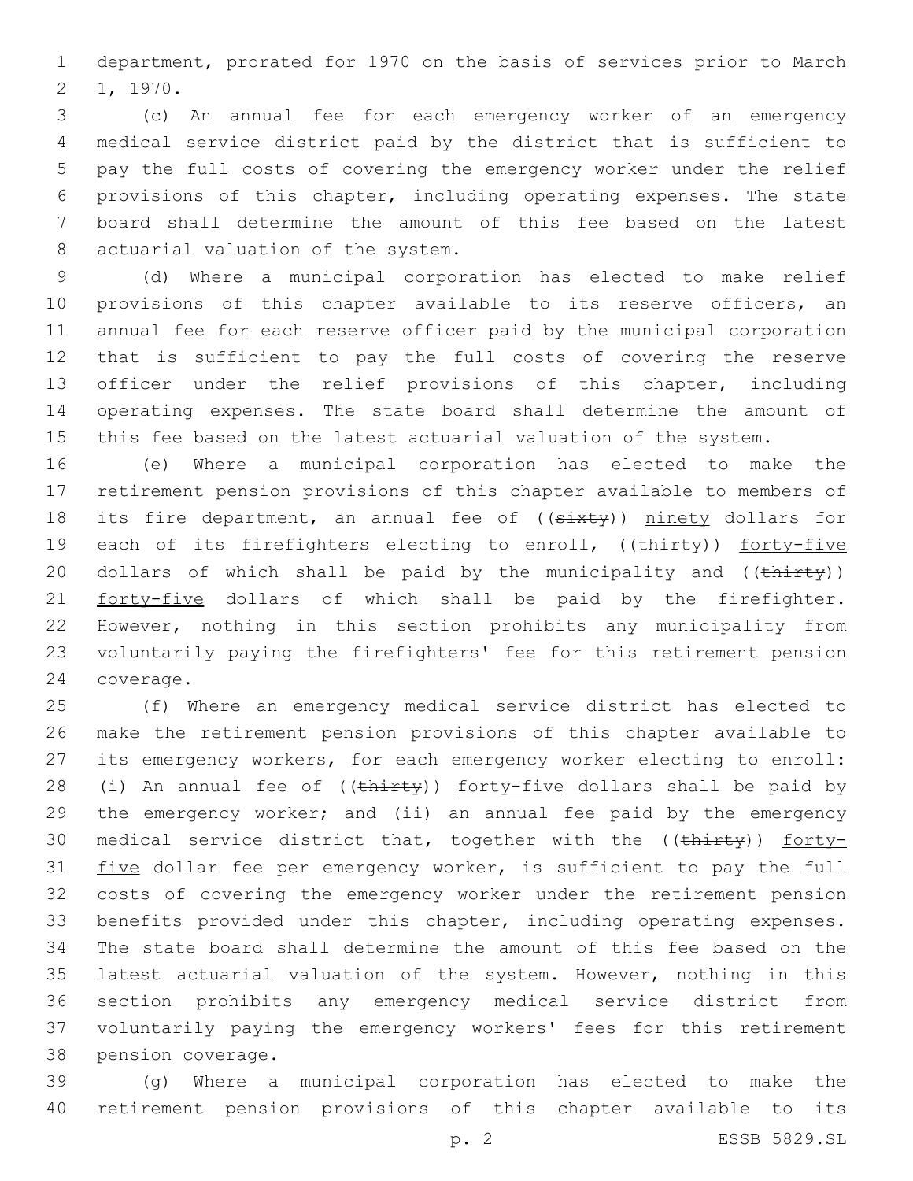department, prorated for 1970 on the basis of services prior to March 1, 1970.

(c) An annual fee for each emergency worker of an emergency medical service district paid by the district that is sufficient to pay the full costs of covering the emergency worker under the relief provisions of this chapter, including operating expenses. The state board shall determine the amount of this fee based on the latest actuarial valuation of the system.

(d) Where a municipal corporation has elected to make relief provisions of this chapter available to its reserve officers, an annual fee for each reserve officer paid by the municipal corporation that is sufficient to pay the full costs of covering the reserve officer under the relief provisions of this chapter, including operating expenses. The state board shall determine the amount of this fee based on the latest actuarial valuation of the system.

(e) Where a municipal corporation has elected to make the retirement pension provisions of this chapter available to members of its fire department, an annual fee of ((~~sixty~~)) <u>ninety</u> dollars for each of its firefighters electing to enroll, ((~~thirty~~)) <u>forty-five</u> dollars of which shall be paid by the municipality and ((~~thirty~~)) <u>forty-five</u> dollars of which shall be paid by the firefighter. However, nothing in this section prohibits any municipality from voluntarily paying the firefighters' fee for this retirement pension coverage.

(f) Where an emergency medical service district has elected to make the retirement pension provisions of this chapter available to its emergency workers, for each emergency worker electing to enroll: (i) An annual fee of ((~~thirty~~)) <u>forty-five</u> dollars shall be paid by the emergency worker; and (ii) an annual fee paid by the emergency medical service district that, together with the ((~~thirty~~)) <u>forty-five</u> dollar fee per emergency worker, is sufficient to pay the full costs of covering the emergency worker under the retirement pension benefits provided under this chapter, including operating expenses. The state board shall determine the amount of this fee based on the latest actuarial valuation of the system. However, nothing in this section prohibits any emergency medical service district from voluntarily paying the emergency workers' fees for this retirement pension coverage.

(g) Where a municipal corporation has elected to make the retirement pension provisions of this chapter available to its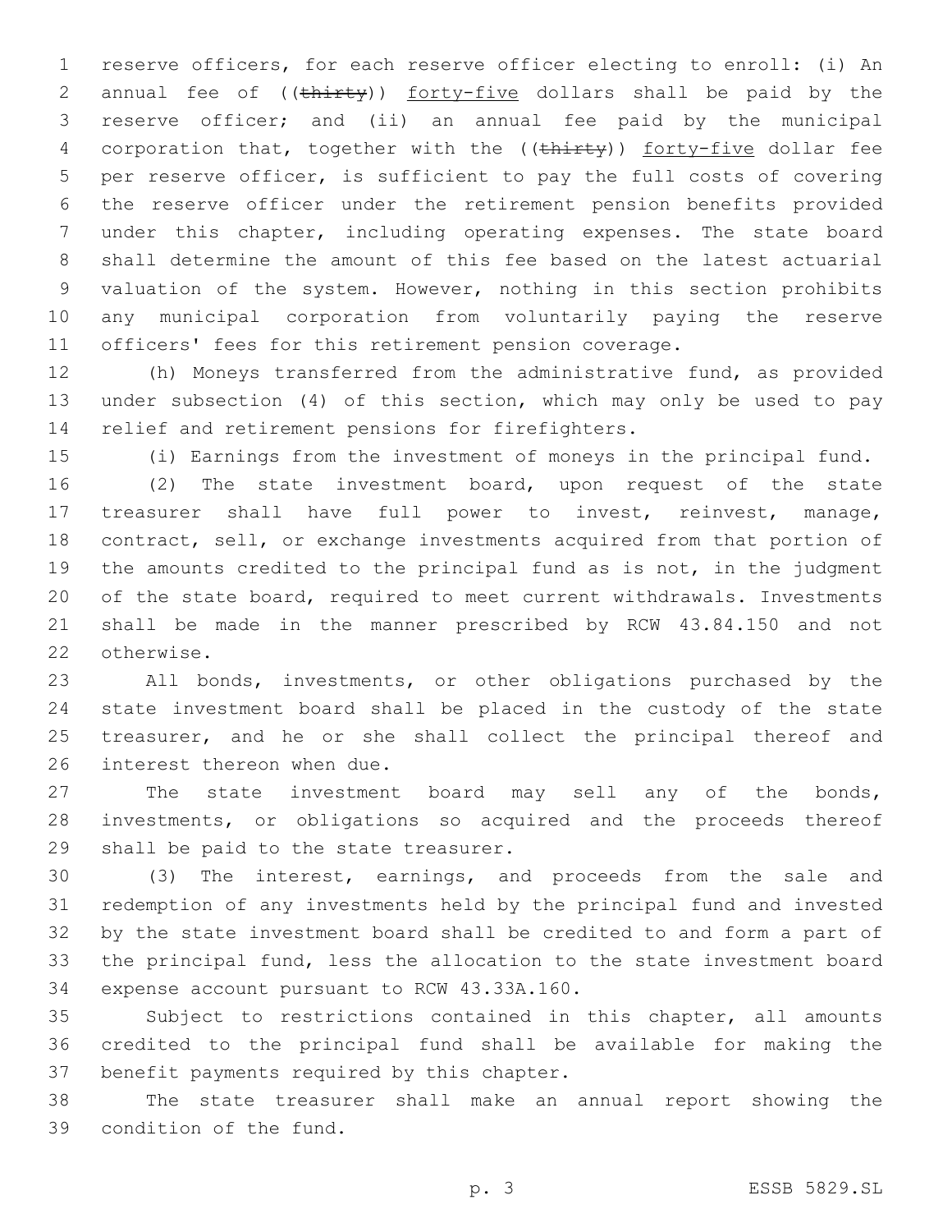reserve officers, for each reserve officer electing to enroll: (i) An annual fee of ((~~thirty~~)) forty-five dollars shall be paid by the reserve officer; and (ii) an annual fee paid by the municipal corporation that, together with the ((~~thirty~~)) forty-five dollar fee per reserve officer, is sufficient to pay the full costs of covering the reserve officer under the retirement pension benefits provided under this chapter, including operating expenses. The state board shall determine the amount of this fee based on the latest actuarial valuation of the system. However, nothing in this section prohibits any municipal corporation from voluntarily paying the reserve officers' fees for this retirement pension coverage.

(h) Moneys transferred from the administrative fund, as provided under subsection (4) of this section, which may only be used to pay relief and retirement pensions for firefighters.

(i) Earnings from the investment of moneys in the principal fund.

(2) The state investment board, upon request of the state treasurer shall have full power to invest, reinvest, manage, contract, sell, or exchange investments acquired from that portion of the amounts credited to the principal fund as is not, in the judgment of the state board, required to meet current withdrawals. Investments shall be made in the manner prescribed by RCW 43.84.150 and not otherwise.

All bonds, investments, or other obligations purchased by the state investment board shall be placed in the custody of the state treasurer, and he or she shall collect the principal thereof and interest thereon when due.

The state investment board may sell any of the bonds, investments, or obligations so acquired and the proceeds thereof shall be paid to the state treasurer.

(3) The interest, earnings, and proceeds from the sale and redemption of any investments held by the principal fund and invested by the state investment board shall be credited to and form a part of the principal fund, less the allocation to the state investment board expense account pursuant to RCW 43.33A.160.

Subject to restrictions contained in this chapter, all amounts credited to the principal fund shall be available for making the benefit payments required by this chapter.

The state treasurer shall make an annual report showing the condition of the fund.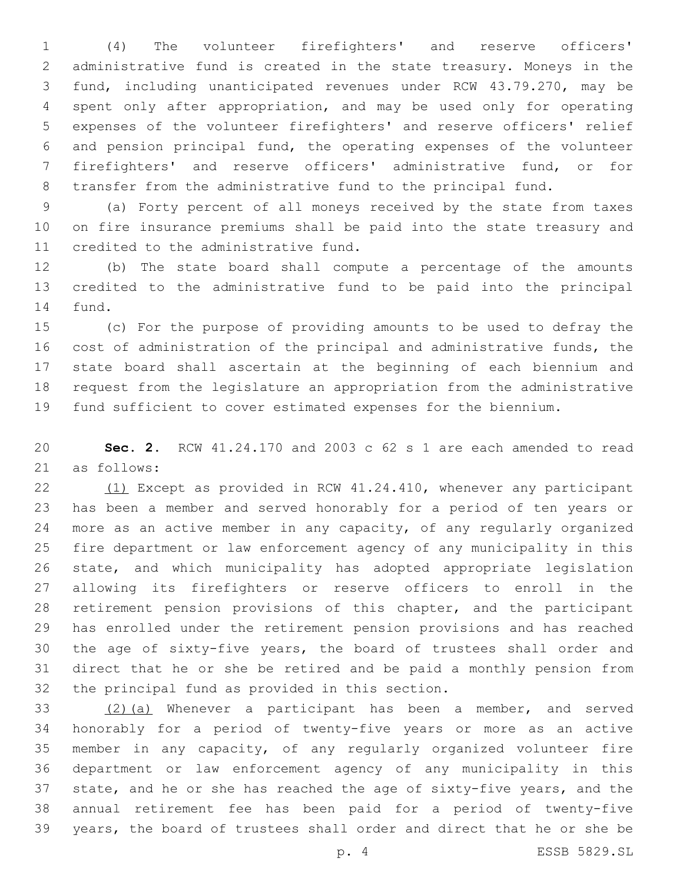(4) The volunteer firefighters' and reserve officers' administrative fund is created in the state treasury. Moneys in the fund, including unanticipated revenues under RCW 43.79.270, may be spent only after appropriation, and may be used only for operating expenses of the volunteer firefighters' and reserve officers' relief and pension principal fund, the operating expenses of the volunteer firefighters' and reserve officers' administrative fund, or for transfer from the administrative fund to the principal fund.

(a) Forty percent of all moneys received by the state from taxes on fire insurance premiums shall be paid into the state treasury and credited to the administrative fund.

(b) The state board shall compute a percentage of the amounts credited to the administrative fund to be paid into the principal fund.

(c) For the purpose of providing amounts to be used to defray the cost of administration of the principal and administrative funds, the state board shall ascertain at the beginning of each biennium and request from the legislature an appropriation from the administrative fund sufficient to cover estimated expenses for the biennium.

**Sec. 2.** RCW 41.24.170 and 2003 c 62 s 1 are each amended to read as follows:

(1) Except as provided in RCW 41.24.410, whenever any participant has been a member and served honorably for a period of ten years or more as an active member in any capacity, of any regularly organized fire department or law enforcement agency of any municipality in this state, and which municipality has adopted appropriate legislation allowing its firefighters or reserve officers to enroll in the retirement pension provisions of this chapter, and the participant has enrolled under the retirement pension provisions and has reached the age of sixty-five years, the board of trustees shall order and direct that he or she be retired and be paid a monthly pension from the principal fund as provided in this section.

(2)(a) Whenever a participant has been a member, and served honorably for a period of twenty-five years or more as an active member in any capacity, of any regularly organized volunteer fire department or law enforcement agency of any municipality in this state, and he or she has reached the age of sixty-five years, and the annual retirement fee has been paid for a period of twenty-five years, the board of trustees shall order and direct that he or she be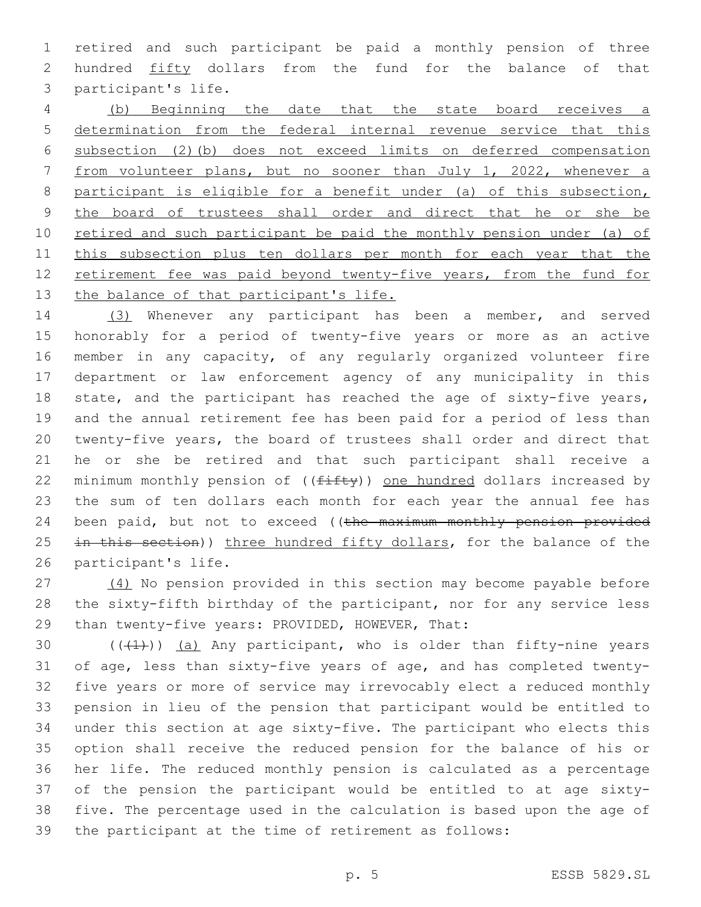retired and such participant be paid a monthly pension of three hundred fifty dollars from the fund for the balance of that participant's life.

(b) Beginning the date that the state board receives a determination from the federal internal revenue service that this subsection (2)(b) does not exceed limits on deferred compensation from volunteer plans, but no sooner than July 1, 2022, whenever a participant is eligible for a benefit under (a) of this subsection, the board of trustees shall order and direct that he or she be retired and such participant be paid the monthly pension under (a) of this subsection plus ten dollars per month for each year that the retirement fee was paid beyond twenty-five years, from the fund for the balance of that participant's life.

(3) Whenever any participant has been a member, and served honorably for a period of twenty-five years or more as an active member in any capacity, of any regularly organized volunteer fire department or law enforcement agency of any municipality in this state, and the participant has reached the age of sixty-five years, and the annual retirement fee has been paid for a period of less than twenty-five years, the board of trustees shall order and direct that he or she be retired and that such participant shall receive a minimum monthly pension of ((~~fifty~~)) one hundred dollars increased by the sum of ten dollars each month for each year the annual fee has been paid, but not to exceed ((~~the maximum monthly pension provided in this section~~)) three hundred fifty dollars, for the balance of the participant's life.

(4) No pension provided in this section may become payable before the sixty-fifth birthday of the participant, nor for any service less than twenty-five years: PROVIDED, HOWEVER, That:

((~~(1)~~)) (a) Any participant, who is older than fifty-nine years of age, less than sixty-five years of age, and has completed twenty-five years or more of service may irrevocably elect a reduced monthly pension in lieu of the pension that participant would be entitled to under this section at age sixty-five. The participant who elects this option shall receive the reduced pension for the balance of his or her life. The reduced monthly pension is calculated as a percentage of the pension the participant would be entitled to at age sixty-five. The percentage used in the calculation is based upon the age of the participant at the time of retirement as follows: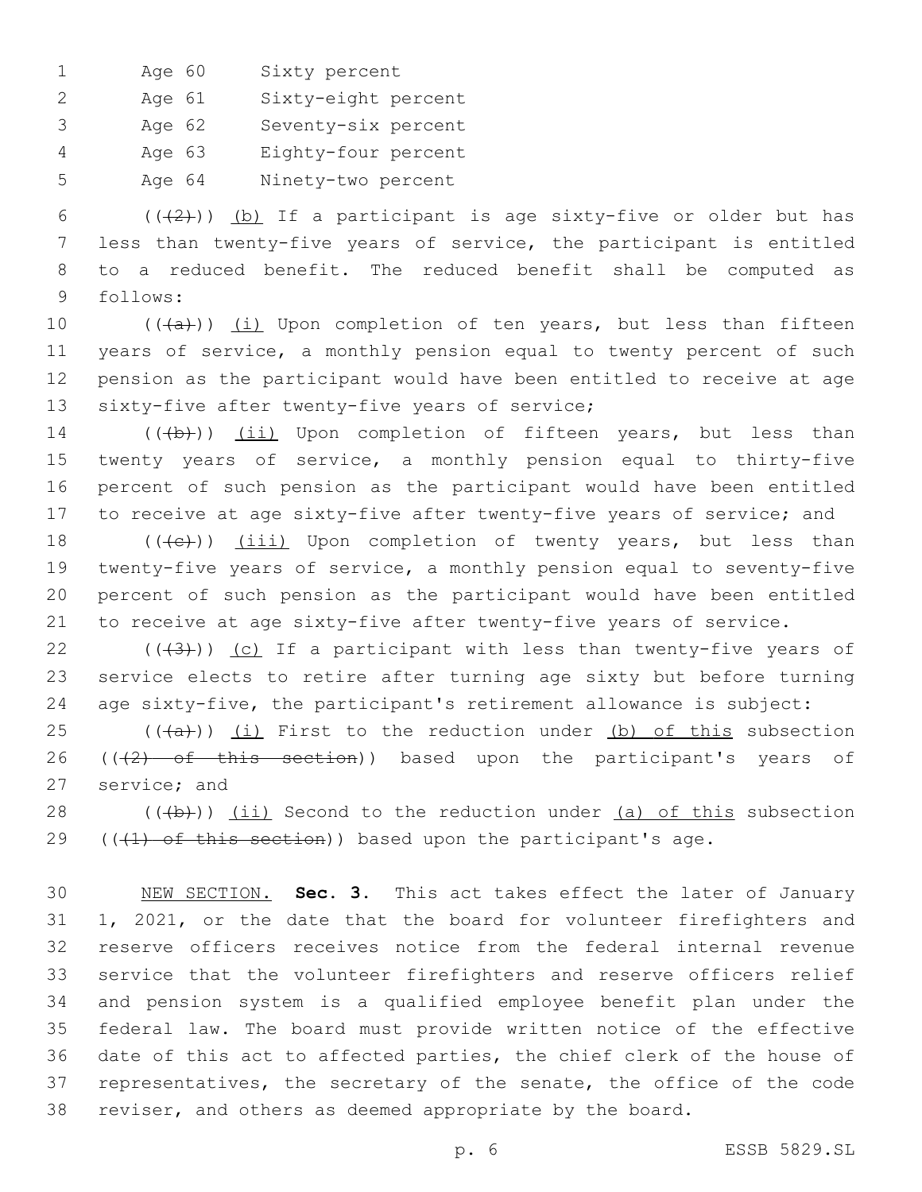| Age | Percentage |
|---|---|
| Age 60 | Sixty percent |
| Age 61 | Sixty-eight percent |
| Age 62 | Seventy-six percent |
| Age 63 | Eighty-four percent |
| Age 64 | Ninety-two percent |

((~~(2)~~)) (b) If a participant is age sixty-five or older but has less than twenty-five years of service, the participant is entitled to a reduced benefit. The reduced benefit shall be computed as follows:

((~~(a)~~)) (i) Upon completion of ten years, but less than fifteen years of service, a monthly pension equal to twenty percent of such pension as the participant would have been entitled to receive at age sixty-five after twenty-five years of service;

((~~(b)~~)) (ii) Upon completion of fifteen years, but less than twenty years of service, a monthly pension equal to thirty-five percent of such pension as the participant would have been entitled to receive at age sixty-five after twenty-five years of service; and

((~~(c)~~)) (iii) Upon completion of twenty years, but less than twenty-five years of service, a monthly pension equal to seventy-five percent of such pension as the participant would have been entitled to receive at age sixty-five after twenty-five years of service.

((~~(3)~~)) (c) If a participant with less than twenty-five years of service elects to retire after turning age sixty but before turning age sixty-five, the participant's retirement allowance is subject:

((~~(a)~~)) (i) First to the reduction under (b) of this subsection ((~~(2) of this section~~)) based upon the participant's years of service; and

((~~(b)~~)) (ii) Second to the reduction under (a) of this subsection ((~~(1) of this section~~)) based upon the participant's age.

NEW SECTION. **Sec. 3.** This act takes effect the later of January 1, 2021, or the date that the board for volunteer firefighters and reserve officers receives notice from the federal internal revenue service that the volunteer firefighters and reserve officers relief and pension system is a qualified employee benefit plan under the federal law. The board must provide written notice of the effective date of this act to affected parties, the chief clerk of the house of representatives, the secretary of the senate, the office of the code reviser, and others as deemed appropriate by the board.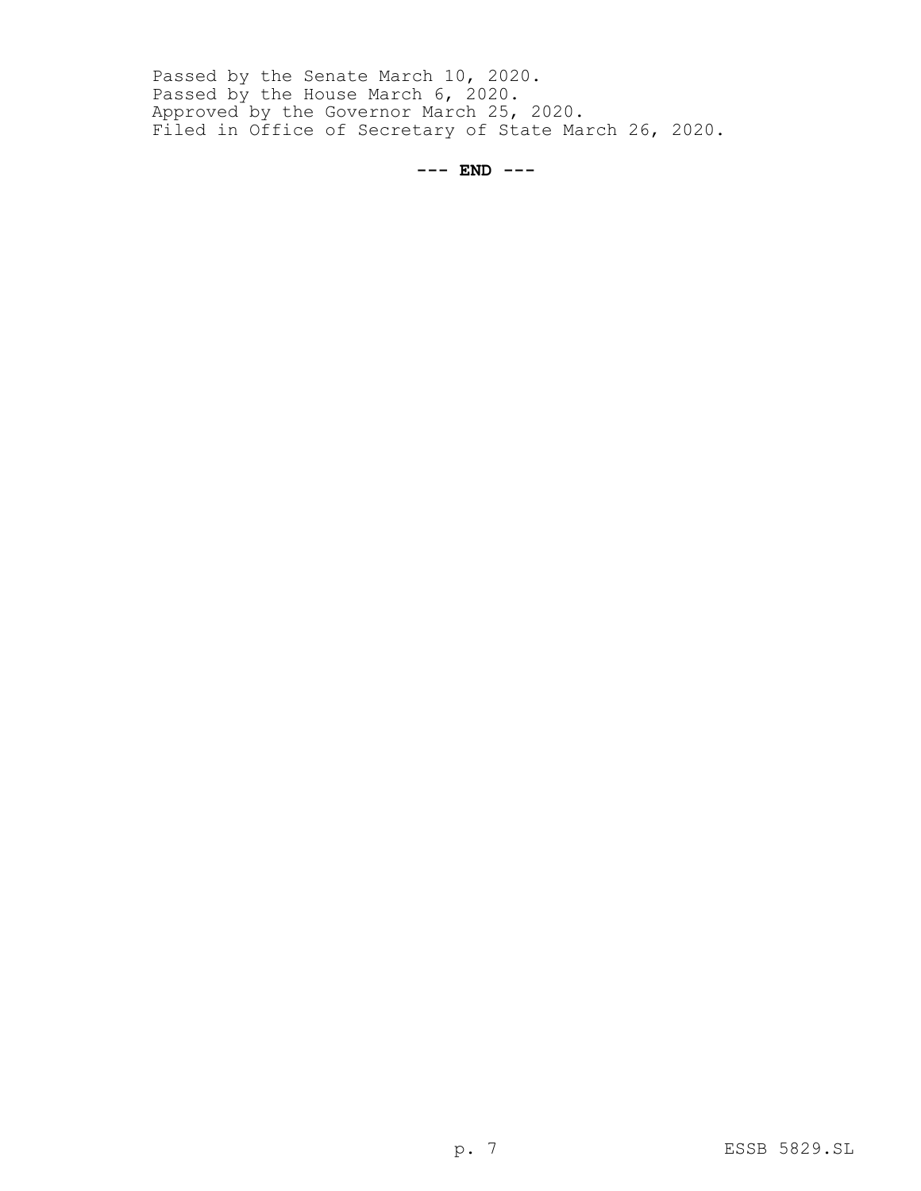Passed by the Senate March 10, 2020.
Passed by the House March 6, 2020.
Approved by the Governor March 25, 2020.
Filed in Office of Secretary of State March 26, 2020.

**--- END ---**